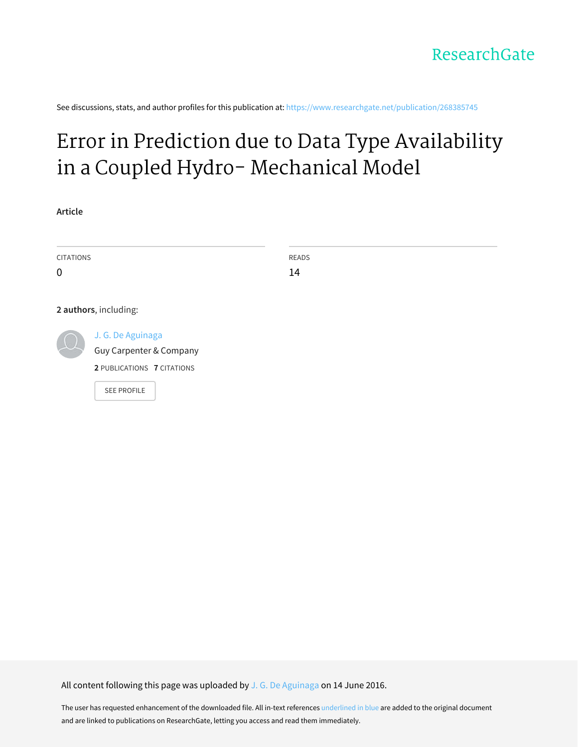ResearchGate

See discussions, stats, and author profiles for this publication at: https://www.researchgate.net/publication/268385745

# Error in Prediction due to Data Type Availability in a Coupled Hydro- Mechanical Model

**Article**

CITATIONS
0

READS
14

**2 authors**, including:

J. G. De Aguinaga
Guy Carpenter & Company
2 PUBLICATIONS 7 CITATIONS

SEE PROFILE

All content following this page was uploaded by J. G. De Aguinaga on 14 June 2016.

The user has requested enhancement of the downloaded file. All in-text references underlined in blue are added to the original document and are linked to publications on ResearchGate, letting you access and read them immediately.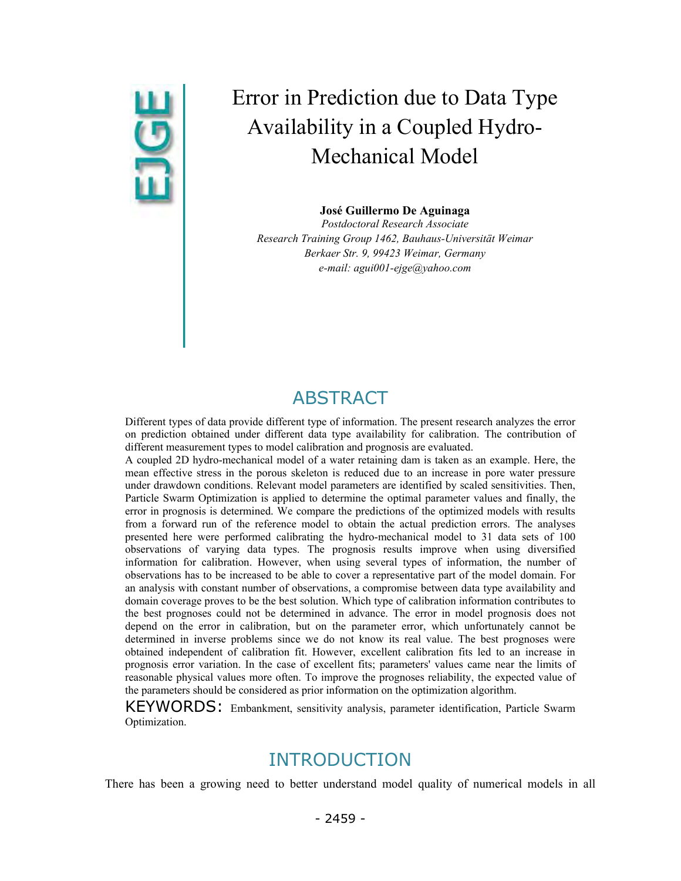# Error in Prediction due to Data Type Availability in a Coupled Hydro-Mechanical Model

**José Guillermo De Aguinaga**

*Postdoctoral Research Associate*
*Research Training Group 1462, Bauhaus-Universität Weimar*
*Berkaer Str. 9, 99423 Weimar, Germany*
*e-mail: agui001-ejge@yahoo.com*

## ABSTRACT

Different types of data provide different type of information. The present research analyzes the error on prediction obtained under different data type availability for calibration. The contribution of different measurement types to model calibration and prognosis are evaluated.

A coupled 2D hydro-mechanical model of a water retaining dam is taken as an example. Here, the mean effective stress in the porous skeleton is reduced due to an increase in pore water pressure under drawdown conditions. Relevant model parameters are identified by scaled sensitivities. Then, Particle Swarm Optimization is applied to determine the optimal parameter values and finally, the error in prognosis is determined. We compare the predictions of the optimized models with results from a forward run of the reference model to obtain the actual prediction errors. The analyses presented here were performed calibrating the hydro-mechanical model to 31 data sets of 100 observations of varying data types. The prognosis results improve when using diversified information for calibration. However, when using several types of information, the number of observations has to be increased to be able to cover a representative part of the model domain. For an analysis with constant number of observations, a compromise between data type availability and domain coverage proves to be the best solution. Which type of calibration information contributes to the best prognoses could not be determined in advance. The error in model prognosis does not depend on the error in calibration, but on the parameter error, which unfortunately cannot be determined in inverse problems since we do not know its real value. The best prognoses were obtained independent of calibration fit. However, excellent calibration fits led to an increase in prognosis error variation. In the case of excellent fits; parameters' values came near the limits of reasonable physical values more often. To improve the prognoses reliability, the expected value of the parameters should be considered as prior information on the optimization algorithm.

KEYWORDS: Embankment, sensitivity analysis, parameter identification, Particle Swarm Optimization.

## INTRODUCTION

There has been a growing need to better understand model quality of numerical models in all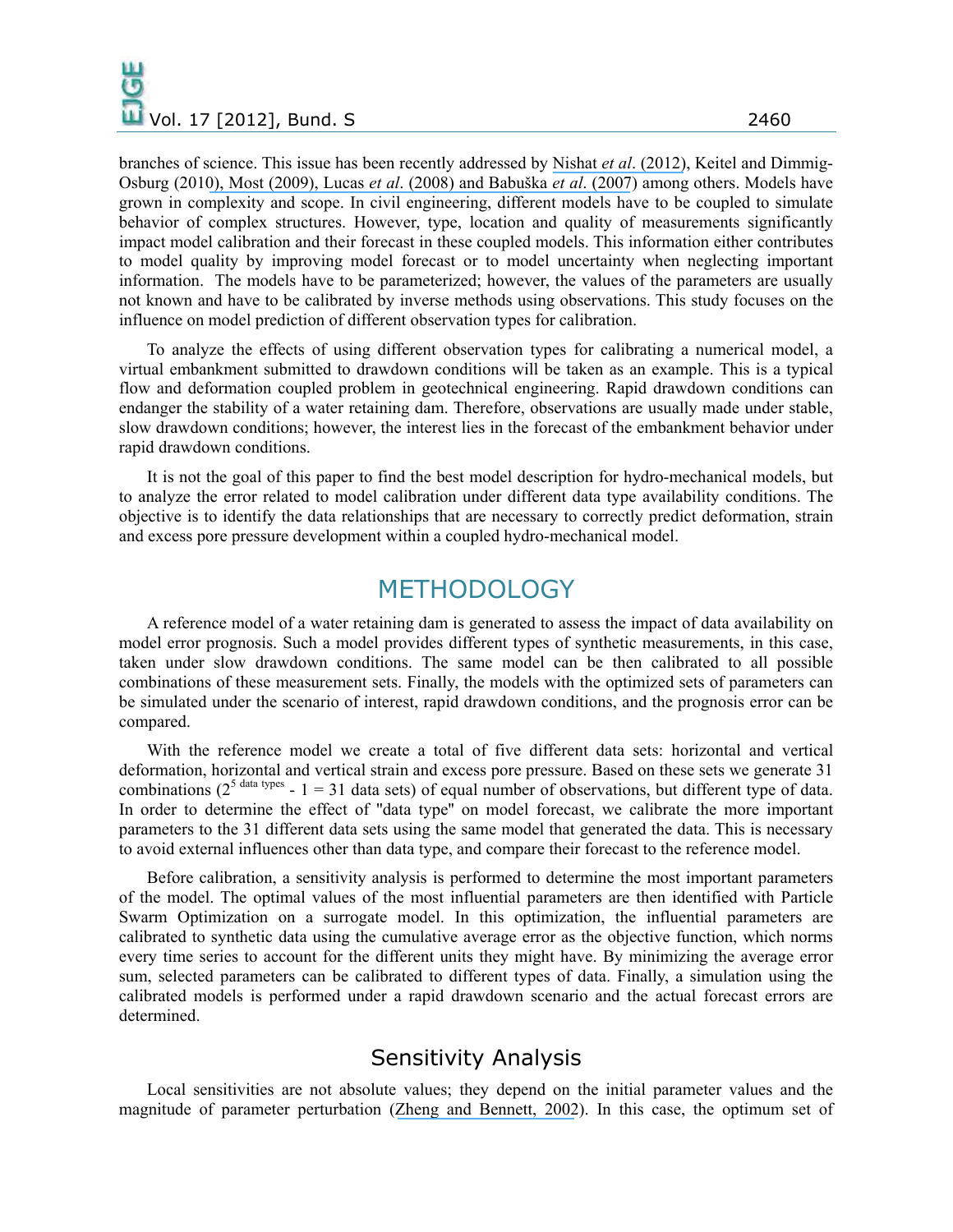branches of science. This issue has been recently addressed by Nishat *et al*. (2012), Keitel and Dimmig-Osburg (2010), Most (2009), Lucas *et al*. (2008) and Babuška *et al*. (2007) among others. Models have grown in complexity and scope. In civil engineering, different models have to be coupled to simulate behavior of complex structures. However, type, location and quality of measurements significantly impact model calibration and their forecast in these coupled models. This information either contributes to model quality by improving model forecast or to model uncertainty when neglecting important information. The models have to be parameterized; however, the values of the parameters are usually not known and have to be calibrated by inverse methods using observations. This study focuses on the influence on model prediction of different observation types for calibration.

To analyze the effects of using different observation types for calibrating a numerical model, a virtual embankment submitted to drawdown conditions will be taken as an example. This is a typical flow and deformation coupled problem in geotechnical engineering. Rapid drawdown conditions can endanger the stability of a water retaining dam. Therefore, observations are usually made under stable, slow drawdown conditions; however, the interest lies in the forecast of the embankment behavior under rapid drawdown conditions.

It is not the goal of this paper to find the best model description for hydro-mechanical models, but to analyze the error related to model calibration under different data type availability conditions. The objective is to identify the data relationships that are necessary to correctly predict deformation, strain and excess pore pressure development within a coupled hydro-mechanical model.

# METHODOLOGY

A reference model of a water retaining dam is generated to assess the impact of data availability on model error prognosis. Such a model provides different types of synthetic measurements, in this case, taken under slow drawdown conditions. The same model can be then calibrated to all possible combinations of these measurement sets. Finally, the models with the optimized sets of parameters can be simulated under the scenario of interest, rapid drawdown conditions, and the prognosis error can be compared.

With the reference model we create a total of five different data sets: horizontal and vertical deformation, horizontal and vertical strain and excess pore pressure. Based on these sets we generate 31 combinations ($2^{5 \text{ data types}} - 1 = 31$ data sets) of equal number of observations, but different type of data. In order to determine the effect of "data type" on model forecast, we calibrate the more important parameters to the 31 different data sets using the same model that generated the data. This is necessary to avoid external influences other than data type, and compare their forecast to the reference model.

Before calibration, a sensitivity analysis is performed to determine the most important parameters of the model. The optimal values of the most influential parameters are then identified with Particle Swarm Optimization on a surrogate model. In this optimization, the influential parameters are calibrated to synthetic data using the cumulative average error as the objective function, which norms every time series to account for the different units they might have. By minimizing the average error sum, selected parameters can be calibrated to different types of data. Finally, a simulation using the calibrated models is performed under a rapid drawdown scenario and the actual forecast errors are determined.

## Sensitivity Analysis

Local sensitivities are not absolute values; they depend on the initial parameter values and the magnitude of parameter perturbation (Zheng and Bennett, 2002). In this case, the optimum set of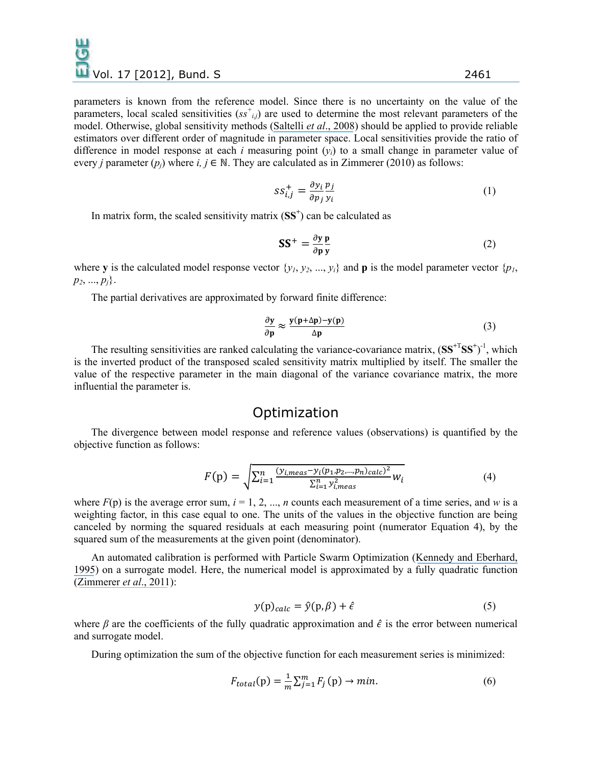parameters is known from the reference model. Since there is no uncertainty on the value of the parameters, local scaled sensitivities ($ss^+_{i,j}$) are used to determine the most relevant parameters of the model. Otherwise, global sensitivity methods (Saltelli *et al*., 2008) should be applied to provide reliable estimators over different order of magnitude in parameter space. Local sensitivities provide the ratio of difference in model response at each *i* measuring point ($y_i$) to a small change in parameter value of every *j* parameter ($p_j$) where $i, j \in \mathbb{N}$. They are calculated as in Zimmerer (2010) as follows:

$$ss^+_{i,j} = \frac{\partial y_i}{\partial p_j}\frac{p_j}{y_i} \tag{1}$$

In matrix form, the scaled sensitivity matrix ($\mathbf{SS}^+$) can be calculated as

$$\mathbf{SS}^+ = \frac{\partial \mathbf{y}}{\partial \mathbf{p}}\frac{\mathbf{p}}{\mathbf{y}} \tag{2}$$

where $\mathbf{y}$ is the calculated model response vector $\{y_1, y_2, ..., y_i\}$ and $\mathbf{p}$ is the model parameter vector $\{p_1, p_2, ..., p_j\}$.

The partial derivatives are approximated by forward finite difference:

$$\frac{\partial \mathbf{y}}{\partial \mathbf{p}} \approx \frac{\mathbf{y}(\mathbf{p}+\Delta\mathbf{p})-\mathbf{y}(\mathbf{p})}{\Delta\mathbf{p}} \tag{3}$$

The resulting sensitivities are ranked calculating the variance-covariance matrix, $(\mathbf{SS}^{+\mathrm{T}}\mathbf{SS}^+)^{-1}$, which is the inverted product of the transposed scaled sensitivity matrix multiplied by itself. The smaller the value of the respective parameter in the main diagonal of the variance covariance matrix, the more influential the parameter is.

## Optimization

The divergence between model response and reference values (observations) is quantified by the objective function as follows:

$$F(\mathrm{p}) = \sqrt{\sum_{i=1}^{n} \frac{(y_{i,meas} - y_i(p_1,p_2,...,p_n)_{calc})^2}{\sum_{i=1}^{n} y_{i,meas}^2} w_i} \tag{4}$$

where $F$(p) is the average error sum, $i$ = 1, 2, ..., $n$ counts each measurement of a time series, and $w$ is a weighting factor, in this case equal to one. The units of the values in the objective function are being canceled by norming the squared residuals at each measuring point (numerator Equation 4), by the squared sum of the measurements at the given point (denominator).

An automated calibration is performed with Particle Swarm Optimization (Kennedy and Eberhard, 1995) on a surrogate model. Here, the numerical model is approximated by a fully quadratic function (Zimmerer *et al*., 2011):

$$y(\mathrm{p})_{calc} = \hat{y}(\mathrm{p}, \beta) + \hat{\epsilon} \tag{5}$$

where $\beta$ are the coefficients of the fully quadratic approximation and $\hat{\epsilon}$ is the error between numerical and surrogate model.

During optimization the sum of the objective function for each measurement series is minimized:

$$F_{total}(\mathrm{p}) = \frac{1}{m}\sum_{j=1}^{m} F_j(\mathrm{p}) \rightarrow min. \tag{6}$$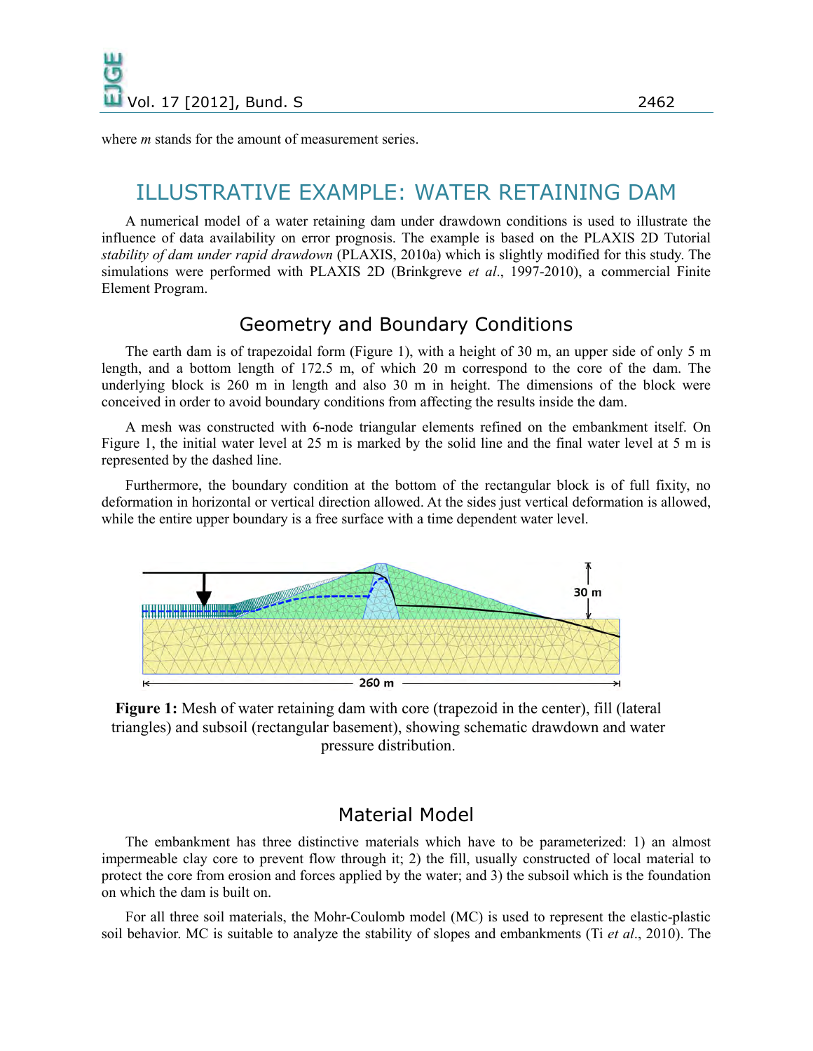where *m* stands for the amount of measurement series.

# ILLUSTRATIVE EXAMPLE: WATER RETAINING DAM

A numerical model of a water retaining dam under drawdown conditions is used to illustrate the influence of data availability on error prognosis. The example is based on the PLAXIS 2D Tutorial *stability of dam under rapid drawdown* (PLAXIS, 2010a) which is slightly modified for this study. The simulations were performed with PLAXIS 2D (Brinkgreve *et al*., 1997-2010), a commercial Finite Element Program.

## Geometry and Boundary Conditions

The earth dam is of trapezoidal form (Figure 1), with a height of 30 m, an upper side of only 5 m length, and a bottom length of 172.5 m, of which 20 m correspond to the core of the dam. The underlying block is 260 m in length and also 30 m in height. The dimensions of the block were conceived in order to avoid boundary conditions from affecting the results inside the dam.

A mesh was constructed with 6-node triangular elements refined on the embankment itself. On Figure 1, the initial water level at 25 m is marked by the solid line and the final water level at 5 m is represented by the dashed line.

Furthermore, the boundary condition at the bottom of the rectangular block is of full fixity, no deformation in horizontal or vertical direction allowed. At the sides just vertical deformation is allowed, while the entire upper boundary is a free surface with a time dependent water level.

**Figure 1:** Mesh of water retaining dam with core (trapezoid in the center), fill (lateral triangles) and subsoil (rectangular basement), showing schematic drawdown and water pressure distribution.

## Material Model

The embankment has three distinctive materials which have to be parameterized: 1) an almost impermeable clay core to prevent flow through it; 2) the fill, usually constructed of local material to protect the core from erosion and forces applied by the water; and 3) the subsoil which is the foundation on which the dam is built on.

For all three soil materials, the Mohr-Coulomb model (MC) is used to represent the elastic-plastic soil behavior. MC is suitable to analyze the stability of slopes and embankments (Ti *et al*., 2010). The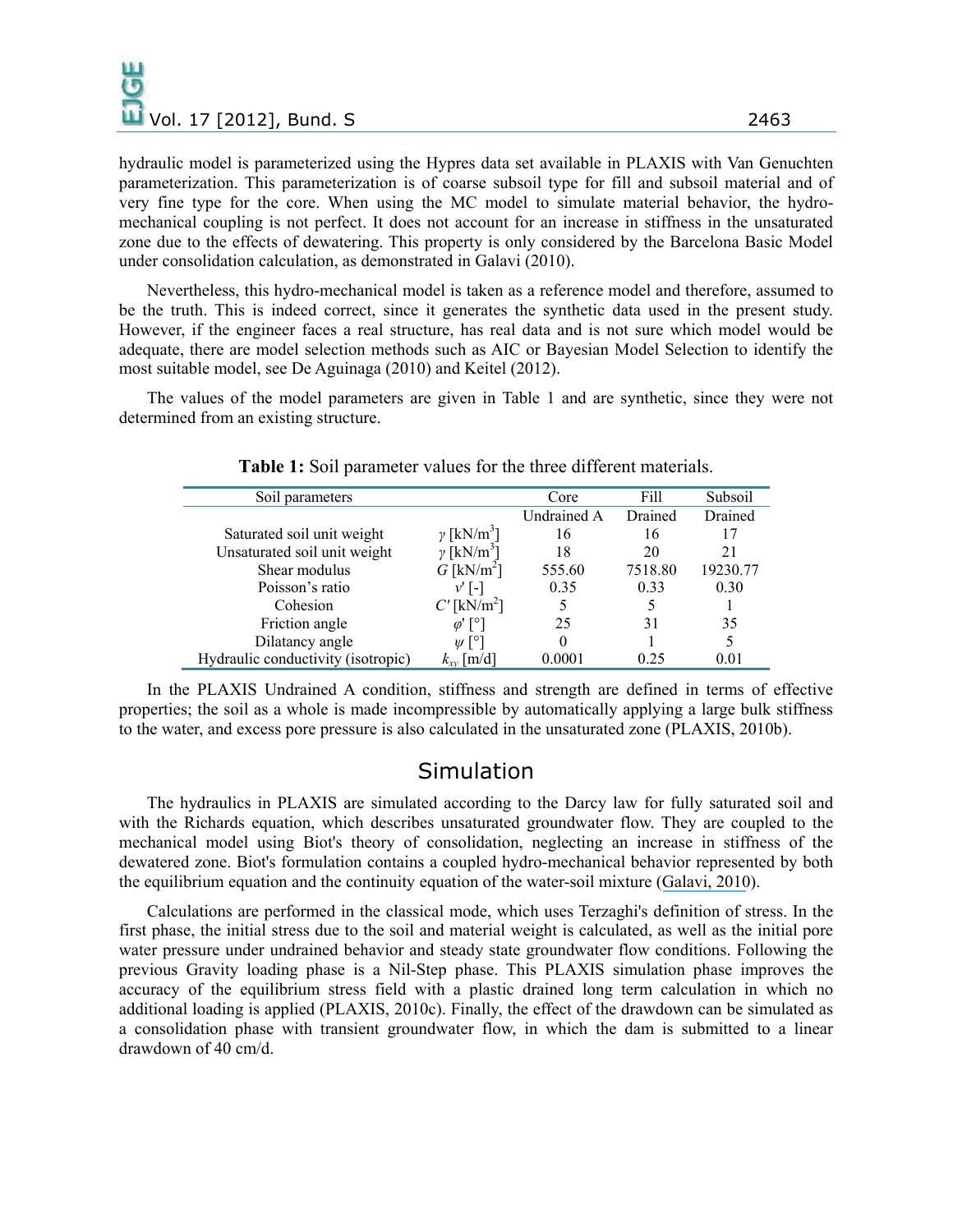hydraulic model is parameterized using the Hypres data set available in PLAXIS with Van Genuchten parameterization. This parameterization is of coarse subsoil type for fill and subsoil material and of very fine type for the core. When using the MC model to simulate material behavior, the hydro-mechanical coupling is not perfect. It does not account for an increase in stiffness in the unsaturated zone due to the effects of dewatering. This property is only considered by the Barcelona Basic Model under consolidation calculation, as demonstrated in Galavi (2010).

Nevertheless, this hydro-mechanical model is taken as a reference model and therefore, assumed to be the truth. This is indeed correct, since it generates the synthetic data used in the present study. However, if the engineer faces a real structure, has real data and is not sure which model would be adequate, there are model selection methods such as AIC or Bayesian Model Selection to identify the most suitable model, see De Aguinaga (2010) and Keitel (2012).

The values of the model parameters are given in Table 1 and are synthetic, since they were not determined from an existing structure.

**Table 1:** Soil parameter values for the three different materials.

| Soil parameters | | Core | Fill | Subsoil |
|---|---|---|---|---|
| | | Undrained A | Drained | Drained |
| Saturated soil unit weight | $\gamma$ [kN/m$^3$] | 16 | 16 | 17 |
| Unsaturated soil unit weight | $\gamma$ [kN/m$^3$] | 18 | 20 | 21 |
| Shear modulus | $G$ [kN/m$^2$] | 555.60 | 7518.80 | 19230.77 |
| Poisson's ratio | $v'$ [-] | 0.35 | 0.33 | 0.30 |
| Cohesion | $C'$ [kN/m$^2$] | 5 | 5 | 1 |
| Friction angle | $\varphi'$ [°] | 25 | 31 | 35 |
| Dilatancy angle | $\psi$ [°] | 0 | 1 | 5 |
| Hydraulic conductivity (isotropic) | $k_{xy}$ [m/d] | 0.0001 | 0.25 | 0.01 |

In the PLAXIS Undrained A condition, stiffness and strength are defined in terms of effective properties; the soil as a whole is made incompressible by automatically applying a large bulk stiffness to the water, and excess pore pressure is also calculated in the unsaturated zone (PLAXIS, 2010b).

## Simulation

The hydraulics in PLAXIS are simulated according to the Darcy law for fully saturated soil and with the Richards equation, which describes unsaturated groundwater flow. They are coupled to the mechanical model using Biot's theory of consolidation, neglecting an increase in stiffness of the dewatered zone. Biot's formulation contains a coupled hydro-mechanical behavior represented by both the equilibrium equation and the continuity equation of the water-soil mixture (Galavi, 2010).

Calculations are performed in the classical mode, which uses Terzaghi's definition of stress. In the first phase, the initial stress due to the soil and material weight is calculated, as well as the initial pore water pressure under undrained behavior and steady state groundwater flow conditions. Following the previous Gravity loading phase is a Nil-Step phase. This PLAXIS simulation phase improves the accuracy of the equilibrium stress field with a plastic drained long term calculation in which no additional loading is applied (PLAXIS, 2010c). Finally, the effect of the drawdown can be simulated as a consolidation phase with transient groundwater flow, in which the dam is submitted to a linear drawdown of 40 cm/d.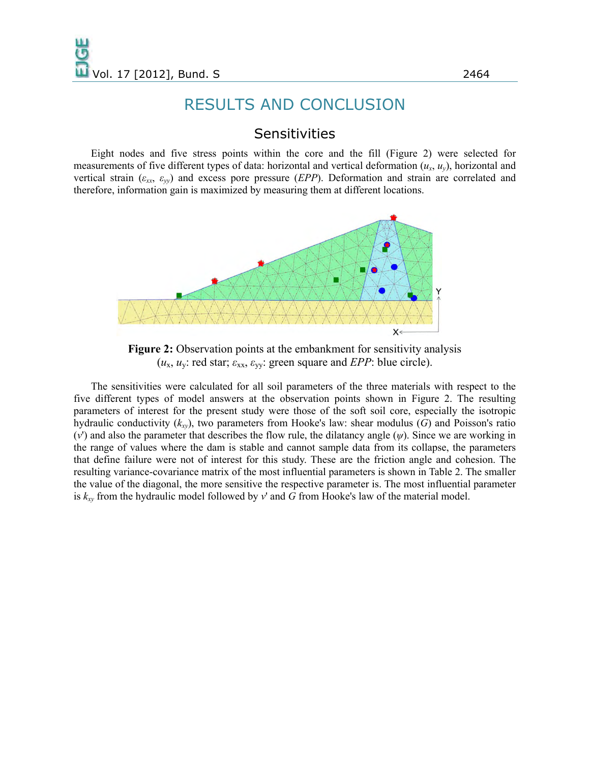# RESULTS AND CONCLUSION

## Sensitivities

Eight nodes and five stress points within the core and the fill (Figure 2) were selected for measurements of five different types of data: horizontal and vertical deformation ($u_x$, $u_y$), horizontal and vertical strain ($\varepsilon_{xx}$, $\varepsilon_{yy}$) and excess pore pressure (*EPP*). Deformation and strain are correlated and therefore, information gain is maximized by measuring them at different locations.

**Figure 2:** Observation points at the embankment for sensitivity analysis ($u_x$, $u_y$: red star; $\varepsilon_{xx}$, $\varepsilon_{yy}$: green square and *EPP*: blue circle).

The sensitivities were calculated for all soil parameters of the three materials with respect to the five different types of model answers at the observation points shown in Figure 2. The resulting parameters of interest for the present study were those of the soft soil core, especially the isotropic hydraulic conductivity ($k_{xy}$), two parameters from Hooke's law: shear modulus ($G$) and Poisson's ratio ($v'$) and also the parameter that describes the flow rule, the dilatancy angle ($\psi$). Since we are working in the range of values where the dam is stable and cannot sample data from its collapse, the parameters that define failure were not of interest for this study. These are the friction angle and cohesion. The resulting variance-covariance matrix of the most influential parameters is shown in Table 2. The smaller the value of the diagonal, the more sensitive the respective parameter is. The most influential parameter is $k_{xy}$ from the hydraulic model followed by $v'$ and $G$ from Hooke's law of the material model.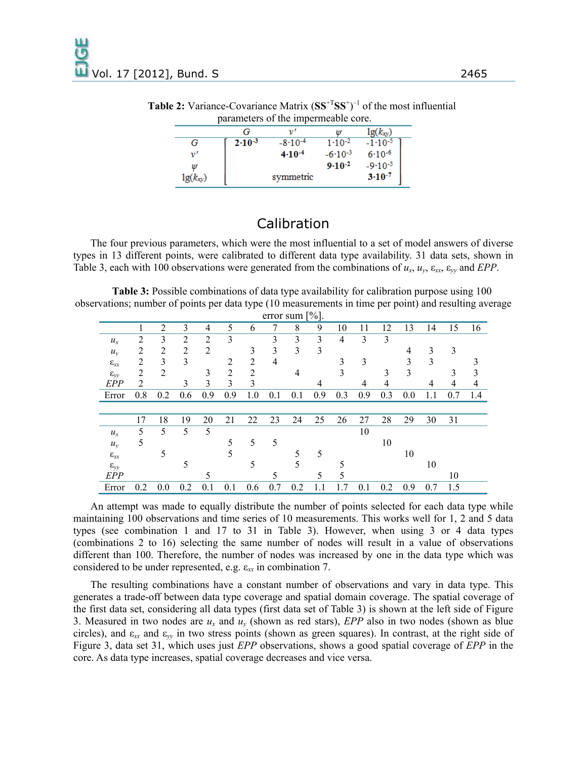**Table 2:** Variance-Covariance Matrix $(\mathbf{SS}^{+T}\mathbf{SS}^{+})^{-1}$ of the most influential parameters of the impermeable core.

| | $G$ | $v'$ | $\psi$ | $\lg(k_{xy})$ |
|---|---|---|---|---|
| $G$ | $\mathbf{2 \cdot 10^{-3}}$ | $-8 \cdot 10^{-4}$ | $1 \cdot 10^{-2}$ | $-1 \cdot 10^{-5}$ |
| $v'$ | | $\mathbf{4 \cdot 10^{-4}}$ | $-6 \cdot 10^{-3}$ | $6 \cdot 10^{-6}$ |
| $\psi$ | | | $\mathbf{9 \cdot 10^{-2}}$ | $-9 \cdot 10^{-5}$ |
| $\lg(k_{xy})$ | | symmetric | | $\mathbf{3 \cdot 10^{-7}}$ |

## Calibration

The four previous parameters, which were the most influential to a set of model answers of diverse types in 13 different points, were calibrated to different data type availability. 31 data sets, shown in Table 3, each with 100 observations were generated from the combinations of $u_x$, $u_y$, $\varepsilon_{xx}$, $\varepsilon_{yy}$ and *EPP*.

**Table 3:** Possible combinations of data type availability for calibration purpose using 100 observations; number of points per data type (10 measurements in time per point) and resulting average error sum [%].

| | 1 | 2 | 3 | 4 | 5 | 6 | 7 | 8 | 9 | 10 | 11 | 12 | 13 | 14 | 15 | 16 |
|---|---|---|---|---|---|---|---|---|---|---|---|---|---|---|---|---|
| $u_x$ | 2 | 3 | 2 | 2 | 3 | | 3 | 3 | 3 | 4 | 3 | 3 | | | | |
| $u_y$ | 2 | 2 | 2 | 2 | | 3 | 3 | 3 | 3 | | | | 4 | 3 | 3 | |
| $\varepsilon_{xx}$ | 2 | 3 | 3 | | 2 | 2 | 4 | | | 3 | 3 | | 3 | 3 | | 3 |
| $\varepsilon_{yy}$ | 2 | 2 | | 3 | 2 | 2 | | 4 | | 3 | | 3 | 3 | | 3 | 3 |
| *EPP* | 2 | | 3 | 3 | 3 | 3 | | | 4 | | 4 | 4 | | 4 | 4 | 4 |
| Error | 0.8 | 0.2 | 0.6 | 0.9 | 0.9 | 1.0 | 0.1 | 0.1 | 0.9 | 0.3 | 0.9 | 0.3 | 0.0 | 1.1 | 0.7 | 1.4 |

| | 17 | 18 | 19 | 20 | 21 | 22 | 23 | 24 | 25 | 26 | 27 | 28 | 29 | 30 | 31 |
|---|---|---|---|---|---|---|---|---|---|---|---|---|---|---|---|
| $u_x$ | 5 | 5 | 5 | 5 | | | | | | | 10 | | | | |
| $u_y$ | 5 | | | | 5 | 5 | 5 | | | | | 10 | | | |
| $\varepsilon_{xx}$ | | 5 | | | 5 | | | 5 | 5 | | | | 10 | | |
| $\varepsilon_{yy}$ | | | 5 | | | 5 | | 5 | | 5 | | | | 10 | |
| *EPP* | | | | 5 | | | 5 | | 5 | 5 | | | | | 10 |
| Error | 0.2 | 0.0 | 0.2 | 0.1 | 0.1 | 0.6 | 0.7 | 0.2 | 1.1 | 1.7 | 0.1 | 0.2 | 0.9 | 0.7 | 1.5 |

An attempt was made to equally distribute the number of points selected for each data type while maintaining 100 observations and time series of 10 measurements. This works well for 1, 2 and 5 data types (see combination 1 and 17 to 31 in Table 3). However, when using 3 or 4 data types (combinations 2 to 16) selecting the same number of nodes will result in a value of observations different than 100. Therefore, the number of nodes was increased by one in the data type which was considered to be under represented, e.g. $\varepsilon_{xx}$ in combination 7.

The resulting combinations have a constant number of observations and vary in data type. This generates a trade-off between data type coverage and spatial domain coverage. The spatial coverage of the first data set, considering all data types (first data set of Table 3) is shown at the left side of Figure 3. Measured in two nodes are $u_x$ and $u_y$ (shown as red stars), *EPP* also in two nodes (shown as blue circles), and $\varepsilon_{xx}$ and $\varepsilon_{yy}$ in two stress points (shown as green squares). In contrast, at the right side of Figure 3, data set 31, which uses just *EPP* observations, shows a good spatial coverage of *EPP* in the core. As data type increases, spatial coverage decreases and vice versa.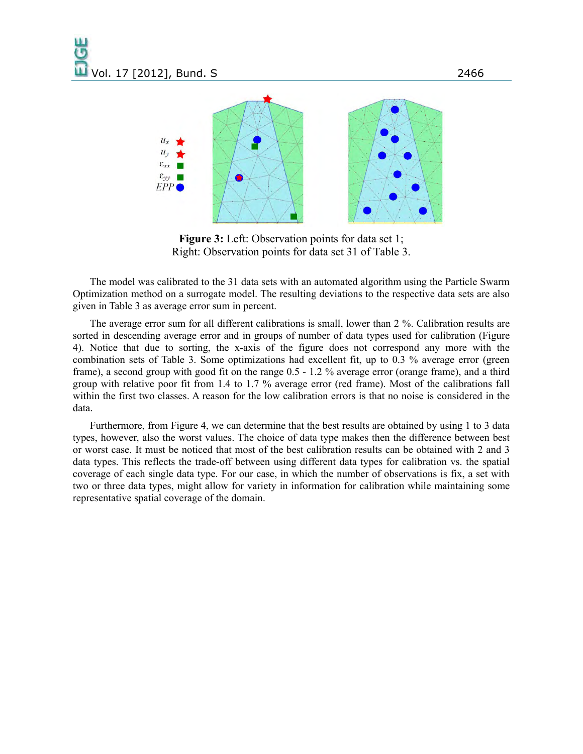**Figure 3:** Left: Observation points for data set 1;
Right: Observation points for data set 31 of Table 3.

The model was calibrated to the 31 data sets with an automated algorithm using the Particle Swarm Optimization method on a surrogate model. The resulting deviations to the respective data sets are also given in Table 3 as average error sum in percent.

The average error sum for all different calibrations is small, lower than 2 %. Calibration results are sorted in descending average error and in groups of number of data types used for calibration (Figure 4). Notice that due to sorting, the x-axis of the figure does not correspond any more with the combination sets of Table 3. Some optimizations had excellent fit, up to 0.3 % average error (green frame), a second group with good fit on the range 0.5 - 1.2 % average error (orange frame), and a third group with relative poor fit from 1.4 to 1.7 % average error (red frame). Most of the calibrations fall within the first two classes. A reason for the low calibration errors is that no noise is considered in the data.

Furthermore, from Figure 4, we can determine that the best results are obtained by using 1 to 3 data types, however, also the worst values. The choice of data type makes then the difference between best or worst case. It must be noticed that most of the best calibration results can be obtained with 2 and 3 data types. This reflects the trade-off between using different data types for calibration vs. the spatial coverage of each single data type. For our case, in which the number of observations is fix, a set with two or three data types, might allow for variety in information for calibration while maintaining some representative spatial coverage of the domain.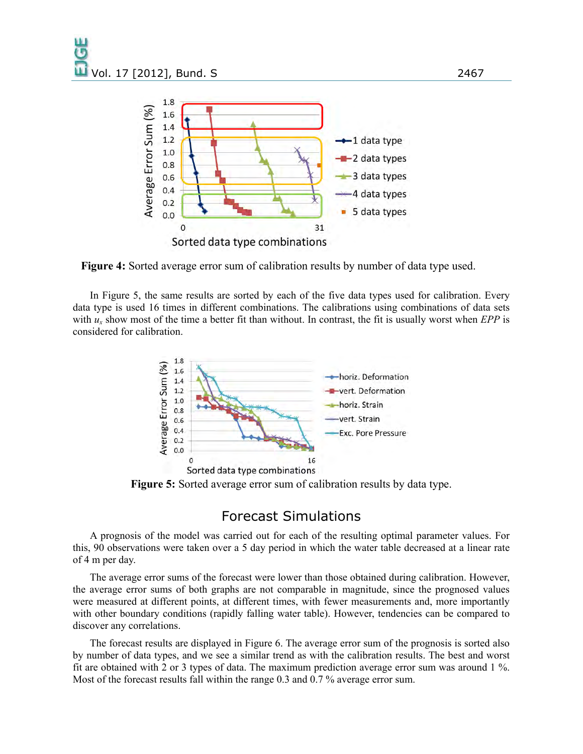**Figure 4:** Sorted average error sum of calibration results by number of data type used.

In Figure 5, the same results are sorted by each of the five data types used for calibration. Every data type is used 16 times in different combinations. The calibrations using combinations of data sets with $u_x$ show most of the time a better fit than without. In contrast, the fit is usually worst when *EPP* is considered for calibration.

**Figure 5:** Sorted average error sum of calibration results by data type.

## Forecast Simulations

A prognosis of the model was carried out for each of the resulting optimal parameter values. For this, 90 observations were taken over a 5 day period in which the water table decreased at a linear rate of 4 m per day.

The average error sums of the forecast were lower than those obtained during calibration. However, the average error sums of both graphs are not comparable in magnitude, since the prognosed values were measured at different points, at different times, with fewer measurements and, more importantly with other boundary conditions (rapidly falling water table). However, tendencies can be compared to discover any correlations.

The forecast results are displayed in Figure 6. The average error sum of the prognosis is sorted also by number of data types, and we see a similar trend as with the calibration results. The best and worst fit are obtained with 2 or 3 types of data. The maximum prediction average error sum was around 1 %. Most of the forecast results fall within the range 0.3 and 0.7 % average error sum.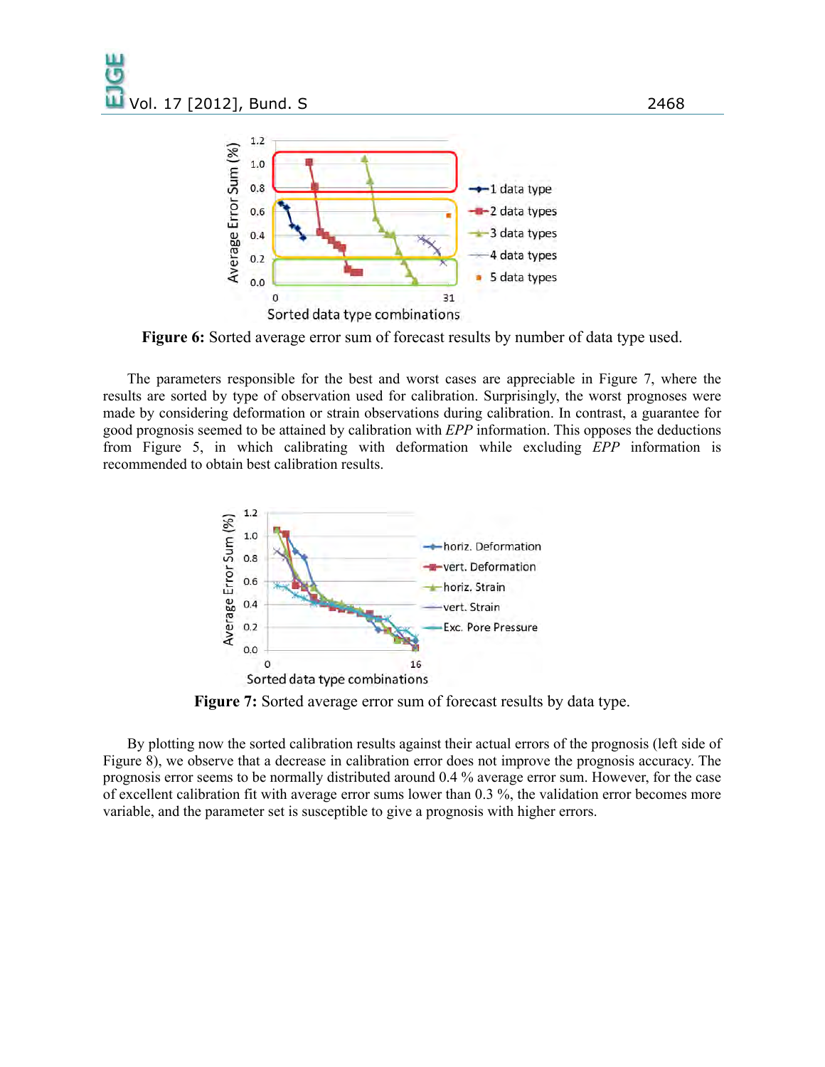**Figure 6:** Sorted average error sum of forecast results by number of data type used.

The parameters responsible for the best and worst cases are appreciable in Figure 7, where the results are sorted by type of observation used for calibration. Surprisingly, the worst prognoses were made by considering deformation or strain observations during calibration. In contrast, a guarantee for good prognosis seemed to be attained by calibration with *EPP* information. This opposes the deductions from Figure 5, in which calibrating with deformation while excluding *EPP* information is recommended to obtain best calibration results.

**Figure 7:** Sorted average error sum of forecast results by data type.

By plotting now the sorted calibration results against their actual errors of the prognosis (left side of Figure 8), we observe that a decrease in calibration error does not improve the prognosis accuracy. The prognosis error seems to be normally distributed around 0.4 % average error sum. However, for the case of excellent calibration fit with average error sums lower than 0.3 %, the validation error becomes more variable, and the parameter set is susceptible to give a prognosis with higher errors.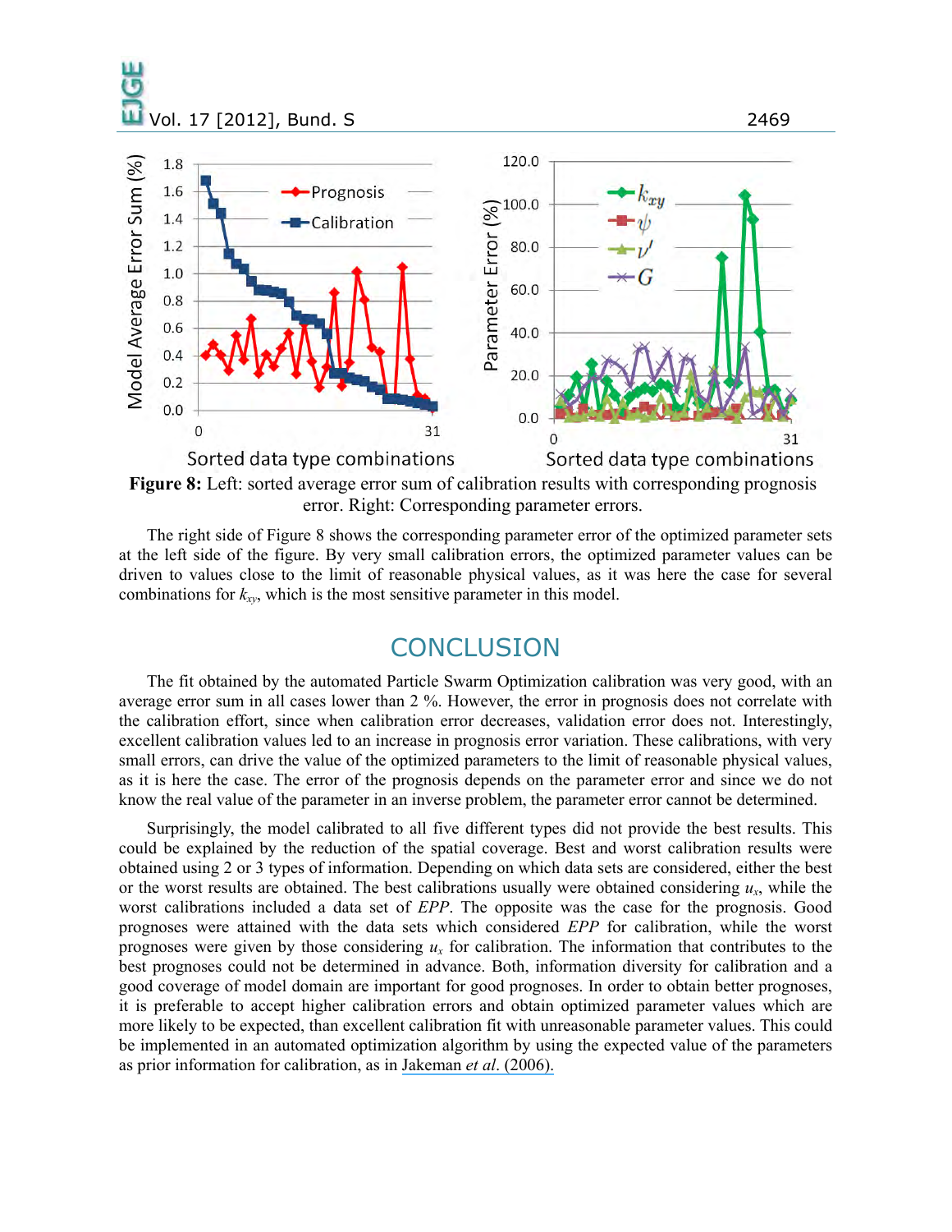**Figure 8:** Left: sorted average error sum of calibration results with corresponding prognosis error. Right: Corresponding parameter errors.

The right side of Figure 8 shows the corresponding parameter error of the optimized parameter sets at the left side of the figure. By very small calibration errors, the optimized parameter values can be driven to values close to the limit of reasonable physical values, as it was here the case for several combinations for $k_{xy}$, which is the most sensitive parameter in this model.

## CONCLUSION

The fit obtained by the automated Particle Swarm Optimization calibration was very good, with an average error sum in all cases lower than 2 %. However, the error in prognosis does not correlate with the calibration effort, since when calibration error decreases, validation error does not. Interestingly, excellent calibration values led to an increase in prognosis error variation. These calibrations, with very small errors, can drive the value of the optimized parameters to the limit of reasonable physical values, as it is here the case. The error of the prognosis depends on the parameter error and since we do not know the real value of the parameter in an inverse problem, the parameter error cannot be determined.

Surprisingly, the model calibrated to all five different types did not provide the best results. This could be explained by the reduction of the spatial coverage. Best and worst calibration results were obtained using 2 or 3 types of information. Depending on which data sets are considered, either the best or the worst results are obtained. The best calibrations usually were obtained considering $u_x$, while the worst calibrations included a data set of *EPP*. The opposite was the case for the prognosis. Good prognoses were attained with the data sets which considered *EPP* for calibration, while the worst prognoses were given by those considering $u_x$ for calibration. The information that contributes to the best prognoses could not be determined in advance. Both, information diversity for calibration and a good coverage of model domain are important for good prognoses. In order to obtain better prognoses, it is preferable to accept higher calibration errors and obtain optimized parameter values which are more likely to be expected, than excellent calibration fit with unreasonable parameter values. This could be implemented in an automated optimization algorithm by using the expected value of the parameters as prior information for calibration, as in Jakeman *et al*. (2006).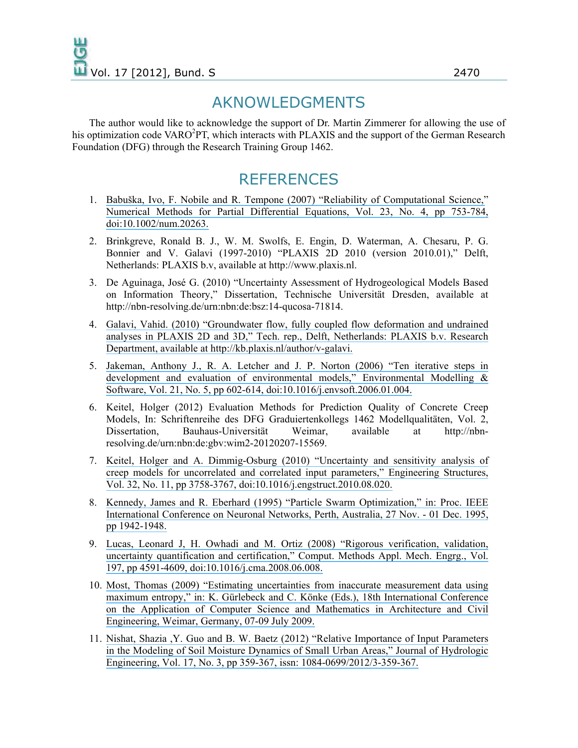## AKNOWLEDGMENTS

The author would like to acknowledge the support of Dr. Martin Zimmerer for allowing the use of his optimization code VARO$^2$PT, which interacts with PLAXIS and the support of the German Research Foundation (DFG) through the Research Training Group 1462.

## REFERENCES

1. Babuška, Ivo, F. Nobile and R. Tempone (2007) "Reliability of Computational Science," Numerical Methods for Partial Differential Equations, Vol. 23, No. 4, pp 753-784, doi:10.1002/num.20263.
2. Brinkgreve, Ronald B. J., W. M. Swolfs, E. Engin, D. Waterman, A. Chesaru, P. G. Bonnier and V. Galavi (1997-2010) "PLAXIS 2D 2010 (version 2010.01)," Delft, Netherlands: PLAXIS b.v, available at http://www.plaxis.nl.
3. De Aguinaga, José G. (2010) "Uncertainty Assessment of Hydrogeological Models Based on Information Theory," Dissertation, Technische Universität Dresden, available at http://nbn-resolving.de/urn:nbn:de:bsz:14-qucosa-71814.
4. Galavi, Vahid. (2010) "Groundwater flow, fully coupled flow deformation and undrained analyses in PLAXIS 2D and 3D," Tech. rep., Delft, Netherlands: PLAXIS b.v. Research Department, available at http://kb.plaxis.nl/author/v-galavi.
5. Jakeman, Anthony J., R. A. Letcher and J. P. Norton (2006) "Ten iterative steps in development and evaluation of environmental models," Environmental Modelling & Software, Vol. 21, No. 5, pp 602-614, doi:10.1016/j.envsoft.2006.01.004.
6. Keitel, Holger (2012) Evaluation Methods for Prediction Quality of Concrete Creep Models, In: Schriftenreihe des DFG Graduiertenkollegs 1462 Modellqualitäten, Vol. 2, Dissertation, Bauhaus-Universität Weimar, available at http://nbn-resolving.de/urn:nbn:de:gbv:wim2-20120207-15569.
7. Keitel, Holger and A. Dimmig-Osburg (2010) "Uncertainty and sensitivity analysis of creep models for uncorrelated and correlated input parameters," Engineering Structures, Vol. 32, No. 11, pp 3758-3767, doi:10.1016/j.engstruct.2010.08.020.
8. Kennedy, James and R. Eberhard (1995) "Particle Swarm Optimization," in: Proc. IEEE International Conference on Neuronal Networks, Perth, Australia, 27 Nov. - 01 Dec. 1995, pp 1942-1948.
9. Lucas, Leonard J, H. Owhadi and M. Ortiz (2008) "Rigorous verification, validation, uncertainty quantification and certification," Comput. Methods Appl. Mech. Engrg., Vol. 197, pp 4591-4609, doi:10.1016/j.cma.2008.06.008.
10. Most, Thomas (2009) "Estimating uncertainties from inaccurate measurement data using maximum entropy," in: K. Gürlebeck and C. Könke (Eds.), 18th International Conference on the Application of Computer Science and Mathematics in Architecture and Civil Engineering, Weimar, Germany, 07-09 July 2009.
11. Nishat, Shazia ,Y. Guo and B. W. Baetz (2012) "Relative Importance of Input Parameters in the Modeling of Soil Moisture Dynamics of Small Urban Areas," Journal of Hydrologic Engineering, Vol. 17, No. 3, pp 359-367, issn: 1084-0699/2012/3-359-367.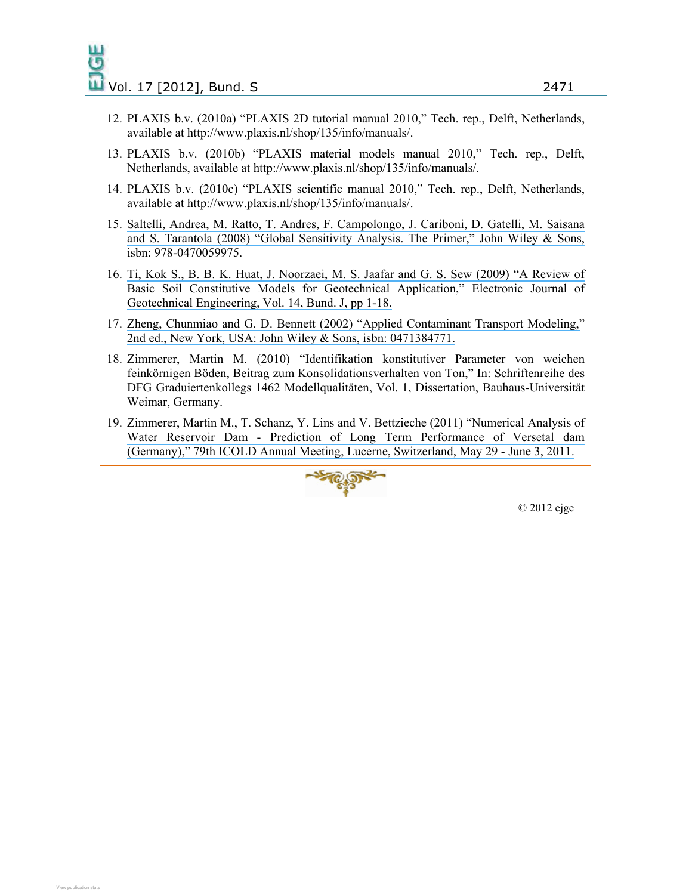12. PLAXIS b.v. (2010a) "PLAXIS 2D tutorial manual 2010," Tech. rep., Delft, Netherlands, available at http://www.plaxis.nl/shop/135/info/manuals/.

13. PLAXIS b.v. (2010b) "PLAXIS material models manual 2010," Tech. rep., Delft, Netherlands, available at http://www.plaxis.nl/shop/135/info/manuals/.

14. PLAXIS b.v. (2010c) "PLAXIS scientific manual 2010," Tech. rep., Delft, Netherlands, available at http://www.plaxis.nl/shop/135/info/manuals/.

15. Saltelli, Andrea, M. Ratto, T. Andres, F. Campolongo, J. Cariboni, D. Gatelli, M. Saisana and S. Tarantola (2008) "Global Sensitivity Analysis. The Primer," John Wiley & Sons, isbn: 978-0470059975.

16. Ti, Kok S., B. B. K. Huat, J. Noorzaei, M. S. Jaafar and G. S. Sew (2009) "A Review of Basic Soil Constitutive Models for Geotechnical Application," Electronic Journal of Geotechnical Engineering, Vol. 14, Bund. J, pp 1-18.

17. Zheng, Chunmiao and G. D. Bennett (2002) "Applied Contaminant Transport Modeling," 2nd ed., New York, USA: John Wiley & Sons, isbn: 0471384771.

18. Zimmerer, Martin M. (2010) "Identifikation konstitutiver Parameter von weichen feinkörnigen Böden, Beitrag zum Konsolidationsverhalten von Ton," In: Schriftenreihe des DFG Graduiertenkollegs 1462 Modellqualitäten, Vol. 1, Dissertation, Bauhaus-Universität Weimar, Germany.

19. Zimmerer, Martin M., T. Schanz, Y. Lins and V. Bettzieche (2011) "Numerical Analysis of Water Reservoir Dam - Prediction of Long Term Performance of Versetal dam (Germany)," 79th ICOLD Annual Meeting, Lucerne, Switzerland, May 29 - June 3, 2011.

© 2012 ejge